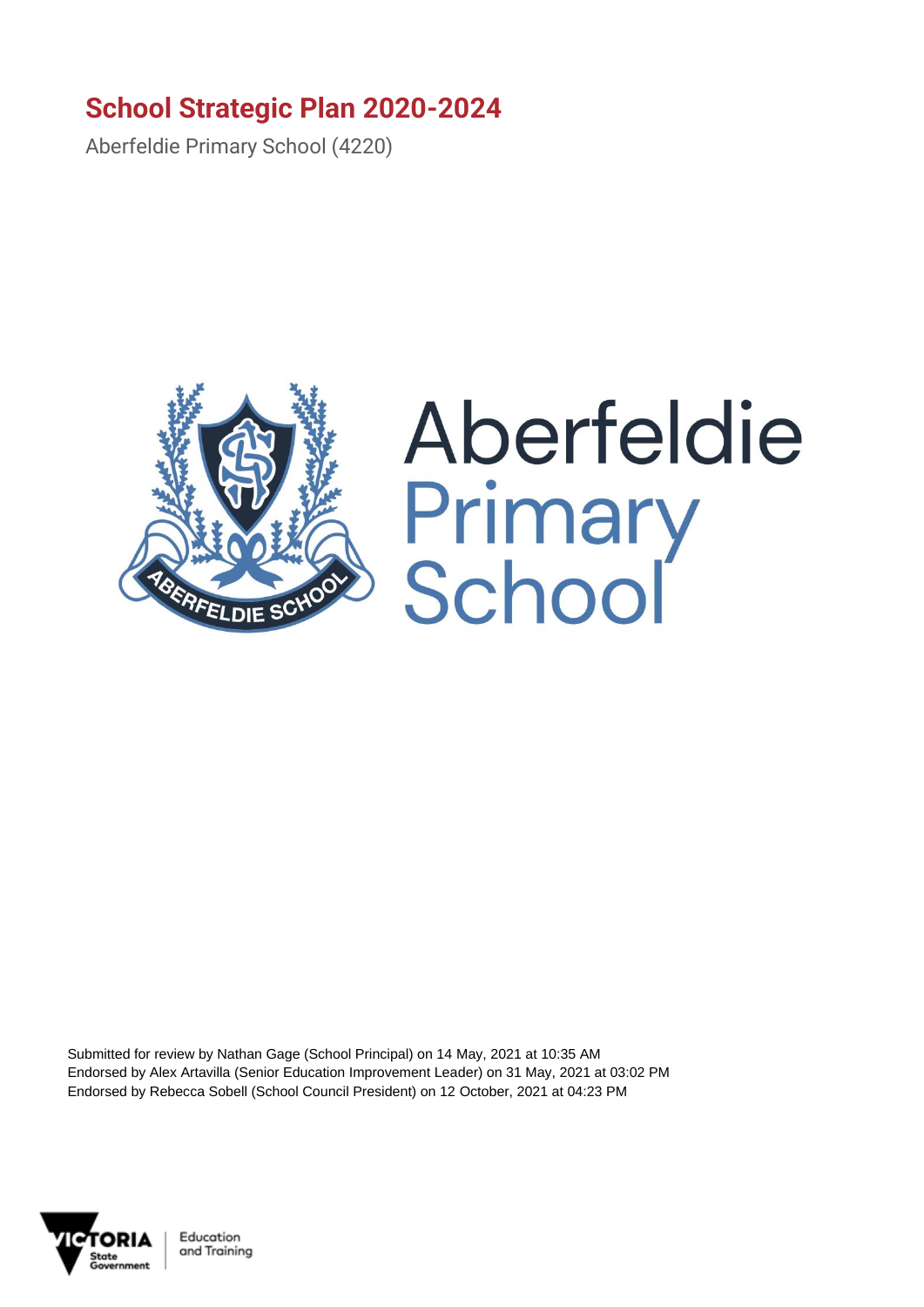# School Strategic Plan 2020-2024

Aberfeldie Primary School (4220)

Aberfeldie Primary School

Submitted for review by Nathan Gage (School Principal) on 14 May, 2021 at 10:35 AM
Endorsed by Alex Artavilla (Senior Education Improvement Leader) on 31 May, 2021 at 03:02 PM
Endorsed by Rebecca Sobell (School Council President) on 12 October, 2021 at 04:23 PM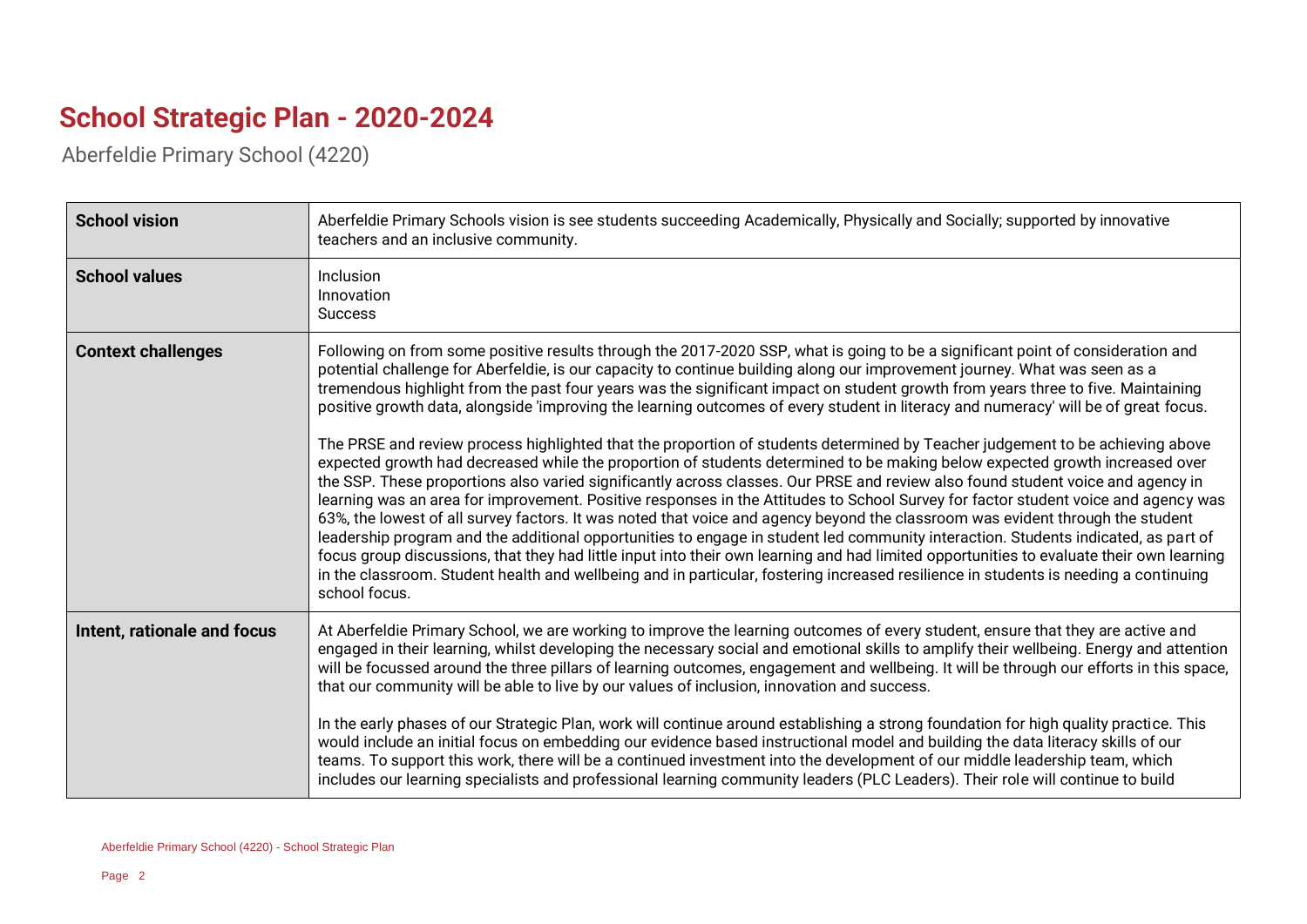# School Strategic Plan - 2020-2024

Aberfeldie Primary School (4220)

| | |
|---|---|
| **School vision** | Aberfeldie Primary Schools vision is see students succeeding Academically, Physically and Socially; supported by innovative teachers and an inclusive community. |
| **School values** | Inclusion<br>Innovation<br>Success |
| **Context challenges** | Following on from some positive results through the 2017-2020 SSP, what is going to be a significant point of consideration and potential challenge for Aberfeldie, is our capacity to continue building along our improvement journey. What was seen as a tremendous highlight from the past four years was the significant impact on student growth from years three to five. Maintaining positive growth data, alongside 'improving the learning outcomes of every student in literacy and numeracy' will be of great focus.<br><br>The PRSE and review process highlighted that the proportion of students determined by Teacher judgement to be achieving above expected growth had decreased while the proportion of students determined to be making below expected growth increased over the SSP. These proportions also varied significantly across classes. Our PRSE and review also found student voice and agency in learning was an area for improvement. Positive responses in the Attitudes to School Survey for factor student voice and agency was 63%, the lowest of all survey factors. It was noted that voice and agency beyond the classroom was evident through the student leadership program and the additional opportunities to engage in student led community interaction. Students indicated, as part of focus group discussions, that they had little input into their own learning and had limited opportunities to evaluate their own learning in the classroom. Student health and wellbeing and in particular, fostering increased resilience in students is needing a continuing school focus. |
| **Intent, rationale and focus** | At Aberfeldie Primary School, we are working to improve the learning outcomes of every student, ensure that they are active and engaged in their learning, whilst developing the necessary social and emotional skills to amplify their wellbeing. Energy and attention will be focussed around the three pillars of learning outcomes, engagement and wellbeing. It will be through our efforts in this space, that our community will be able to live by our values of inclusion, innovation and success.<br><br>In the early phases of our Strategic Plan, work will continue around establishing a strong foundation for high quality practice. This would include an initial focus on embedding our evidence based instructional model and building the data literacy skills of our teams. To support this work, there will be a continued investment into the development of our middle leadership team, which includes our learning specialists and professional learning community leaders (PLC Leaders). Their role will continue to build |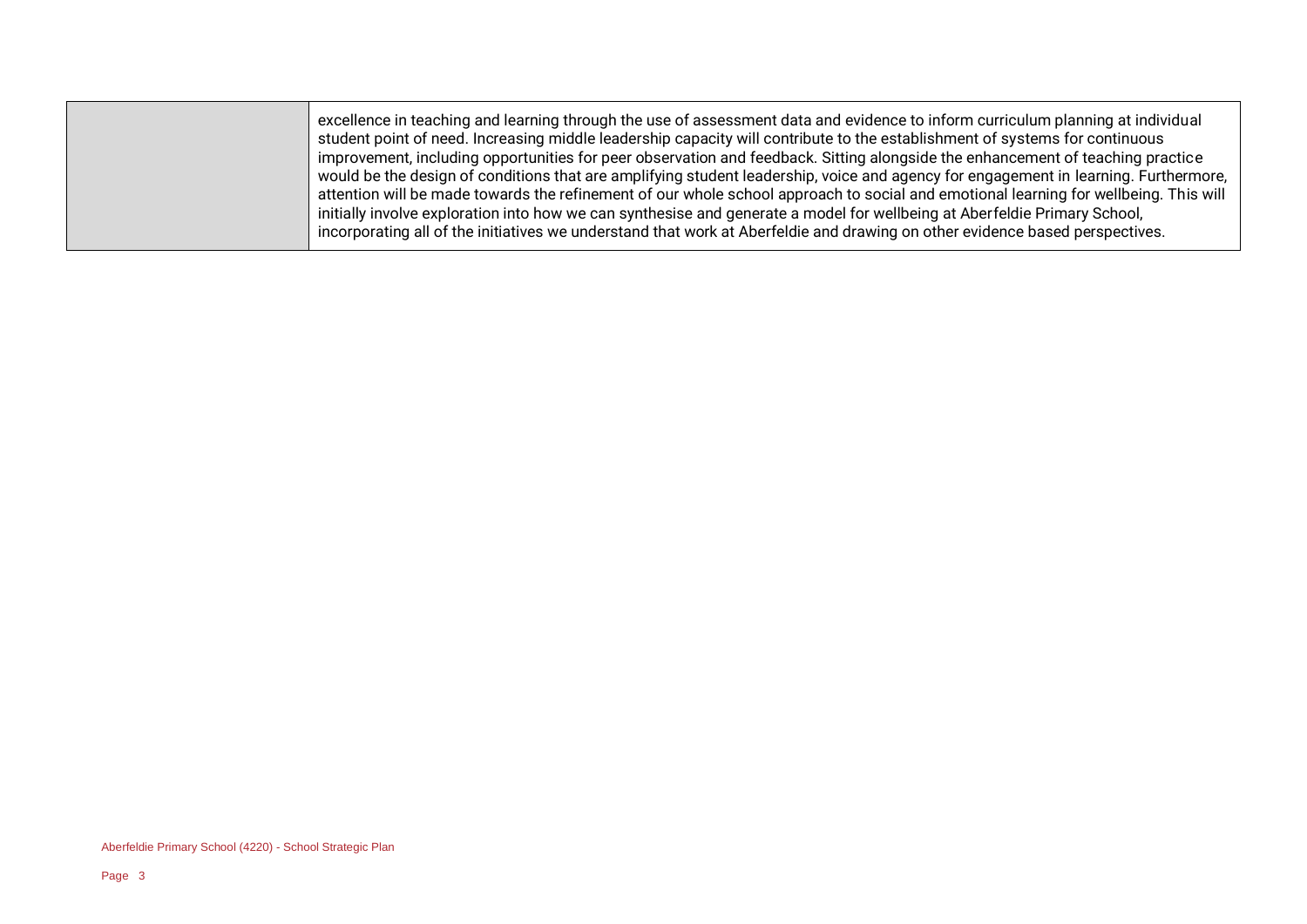| | |
|---|---|
| | excellence in teaching and learning through the use of assessment data and evidence to inform curriculum planning at individual student point of need. Increasing middle leadership capacity will contribute to the establishment of systems for continuous improvement, including opportunities for peer observation and feedback. Sitting alongside the enhancement of teaching practice would be the design of conditions that are amplifying student leadership, voice and agency for engagement in learning. Furthermore, attention will be made towards the refinement of our whole school approach to social and emotional learning for wellbeing. This will initially involve exploration into how we can synthesise and generate a model for wellbeing at Aberfeldie Primary School, incorporating all of the initiatives we understand that work at Aberfeldie and drawing on other evidence based perspectives. |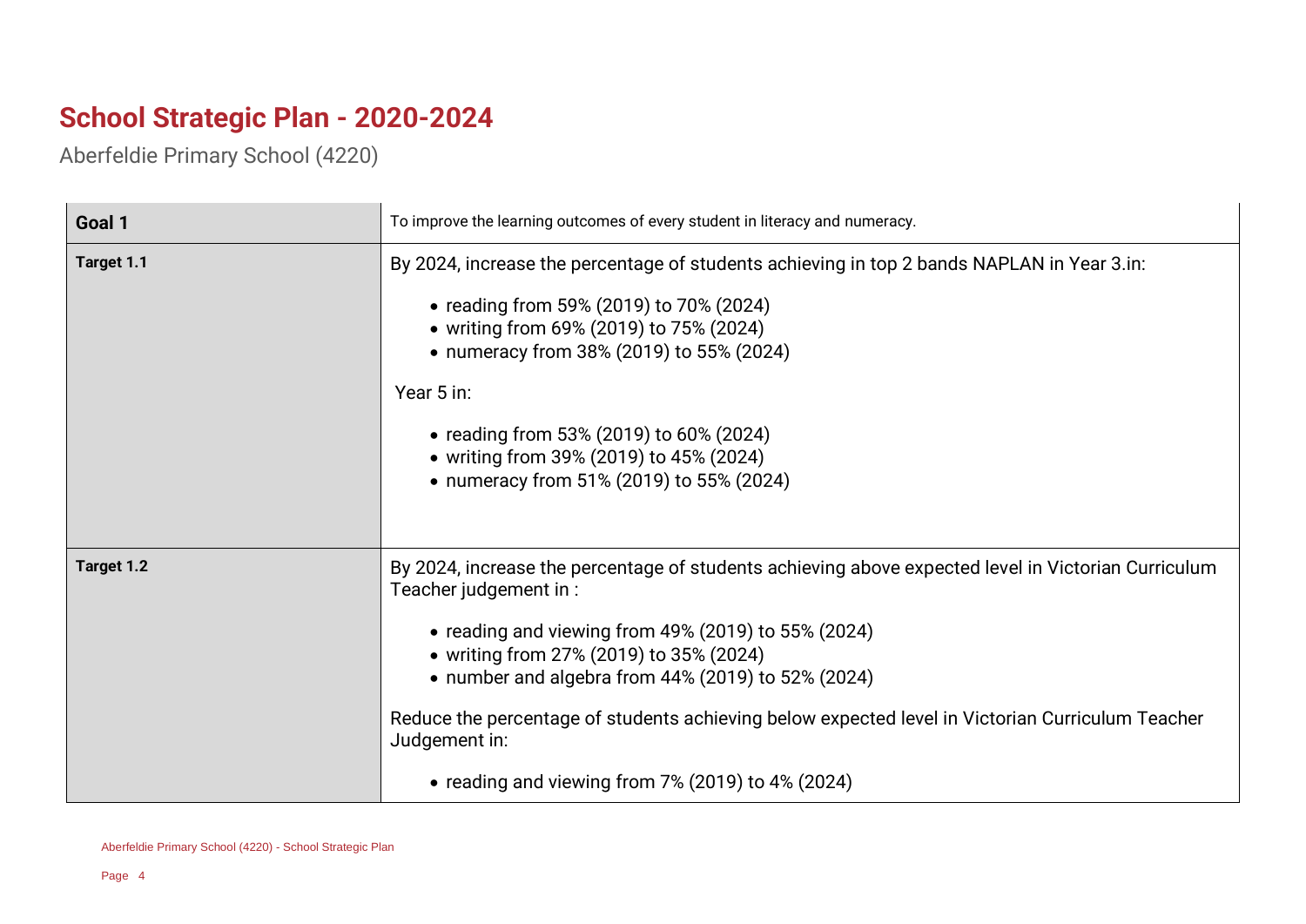# School Strategic Plan - 2020-2024

Aberfeldie Primary School (4220)

| Goal 1 | To improve the learning outcomes of every student in literacy and numeracy. |
|---|---|
| Target 1.1 | By 2024, increase the percentage of students achieving in top 2 bands NAPLAN in Year 3.in:<br><br>• reading from 59% (2019) to 70% (2024)<br>• writing from 69% (2019) to 75% (2024)<br>• numeracy from 38% (2019) to 55% (2024)<br><br>Year 5 in:<br><br>• reading from 53% (2019) to 60% (2024)<br>• writing from 39% (2019) to 45% (2024)<br>• numeracy from 51% (2019) to 55% (2024) |
| Target 1.2 | By 2024, increase the percentage of students achieving above expected level in Victorian Curriculum Teacher judgement in :<br><br>• reading and viewing from 49% (2019) to 55% (2024)<br>• writing from 27% (2019) to 35% (2024)<br>• number and algebra from 44% (2019) to 52% (2024)<br><br>Reduce the percentage of students achieving below expected level in Victorian Curriculum Teacher Judgement in:<br><br>• reading and viewing from 7% (2019) to 4% (2024) |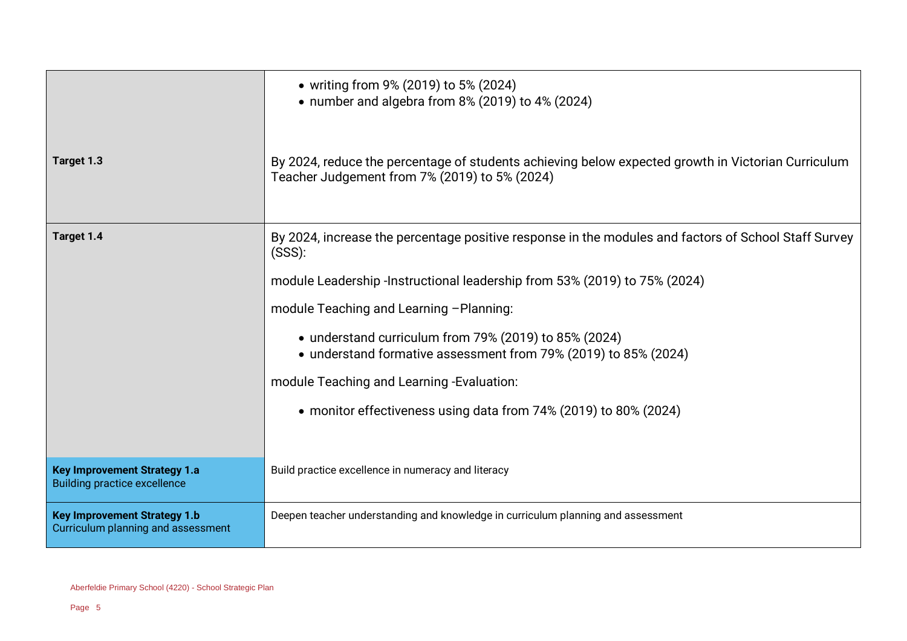| | |
|---|---|
| | • writing from 9% (2019) to 5% (2024)<br>• number and algebra from 8% (2019) to 4% (2024) |
| **Target 1.3** | By 2024, reduce the percentage of students achieving below expected growth in Victorian Curriculum Teacher Judgement from 7% (2019) to 5% (2024) |
| **Target 1.4** | By 2024, increase the percentage positive response in the modules and factors of School Staff Survey (SSS):<br><br>module Leadership -Instructional leadership from 53% (2019) to 75% (2024)<br><br>module Teaching and Learning –Planning:<br><br>• understand curriculum from 79% (2019) to 85% (2024)<br>• understand formative assessment from 79% (2019) to 85% (2024)<br><br>module Teaching and Learning -Evaluation:<br><br>• monitor effectiveness using data from 74% (2019) to 80% (2024) |
| **Key Improvement Strategy 1.a**<br>Building practice excellence | Build practice excellence in numeracy and literacy |
| **Key Improvement Strategy 1.b**<br>Curriculum planning and assessment | Deepen teacher understanding and knowledge in curriculum planning and assessment |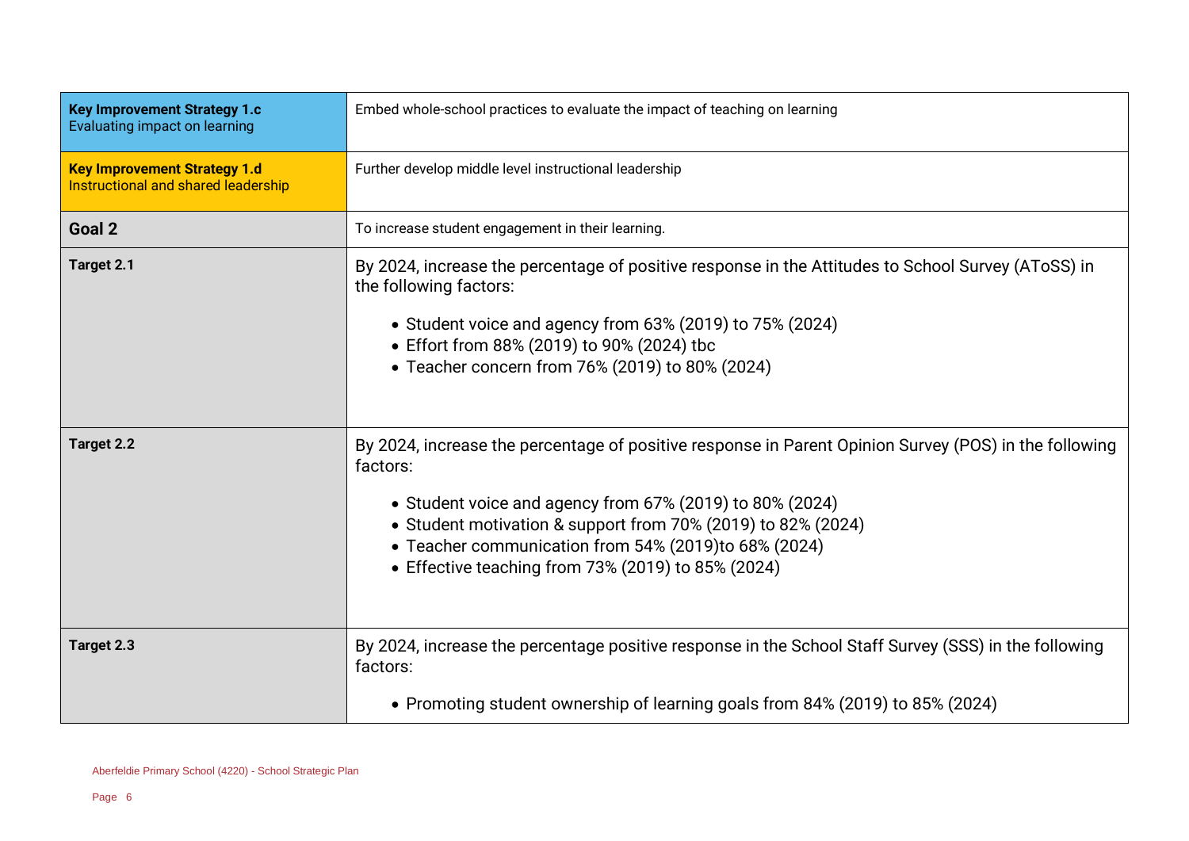| | |
|---|---|
| **Key Improvement Strategy 1.c** Evaluating impact on learning | Embed whole-school practices to evaluate the impact of teaching on learning |
| **Key Improvement Strategy 1.d** Instructional and shared leadership | Further develop middle level instructional leadership |
| **Goal 2** | To increase student engagement in their learning. |
| **Target 2.1** | By 2024, increase the percentage of positive response in the Attitudes to School Survey (AToSS) in the following factors:<br><br>• Student voice and agency from 63% (2019) to 75% (2024)<br>• Effort from 88% (2019) to 90% (2024) tbc<br>• Teacher concern from 76% (2019) to 80% (2024) |
| **Target 2.2** | By 2024, increase the percentage of positive response in Parent Opinion Survey (POS) in the following factors:<br><br>• Student voice and agency from 67% (2019) to 80% (2024)<br>• Student motivation & support from 70% (2019) to 82% (2024)<br>• Teacher communication from 54% (2019)to 68% (2024)<br>• Effective teaching from 73% (2019) to 85% (2024) |
| **Target 2.3** | By 2024, increase the percentage positive response in the School Staff Survey (SSS) in the following factors:<br><br>• Promoting student ownership of learning goals from 84% (2019) to 85% (2024) |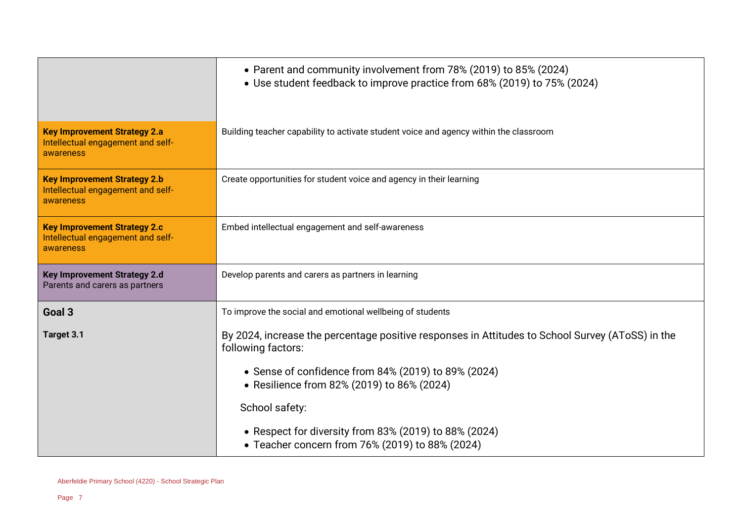| | |
|---|---|
| | • Parent and community involvement from 78% (2019) to 85% (2024)<br>• Use student feedback to improve practice from 68% (2019) to 75% (2024) |
| **Key Improvement Strategy 2.a**<br>Intellectual engagement and self-awareness | Building teacher capability to activate student voice and agency within the classroom |
| **Key Improvement Strategy 2.b**<br>Intellectual engagement and self-awareness | Create opportunities for student voice and agency in their learning |
| **Key Improvement Strategy 2.c**<br>Intellectual engagement and self-awareness | Embed intellectual engagement and self-awareness |
| **Key Improvement Strategy 2.d**<br>Parents and carers as partners | Develop parents and carers as partners in learning |
| **Goal 3** | To improve the social and emotional wellbeing of students |
| **Target 3.1** | By 2024, increase the percentage positive responses in Attitudes to School Survey (AToSS) in the following factors:<br><br>• Sense of confidence from 84% (2019) to 89% (2024)<br>• Resilience from 82% (2019) to 86% (2024)<br><br>School safety:<br><br>• Respect for diversity from 83% (2019) to 88% (2024)<br>• Teacher concern from 76% (2019) to 88% (2024) |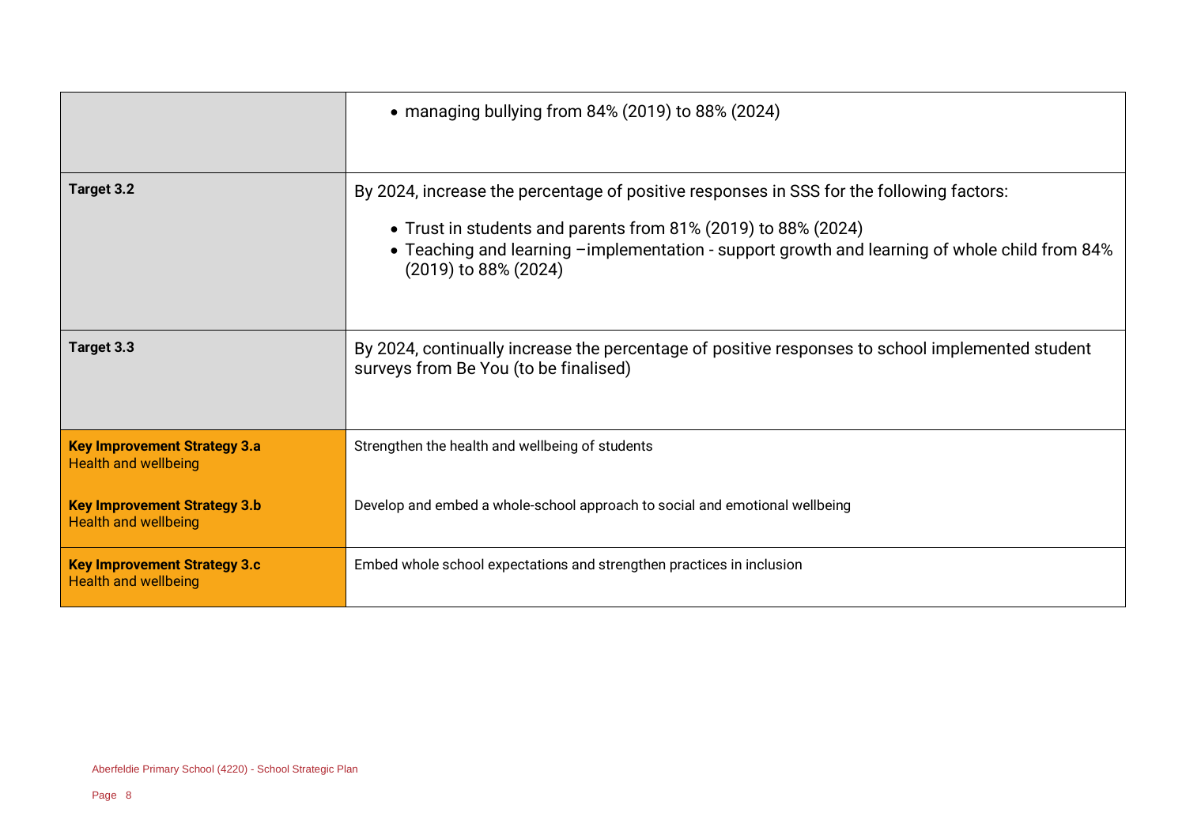| | |
|---|---|
| | • managing bullying from 84% (2019) to 88% (2024) |
| **Target 3.2** | By 2024, increase the percentage of positive responses in SSS for the following factors:<br>• Trust in students and parents from 81% (2019) to 88% (2024)<br>• Teaching and learning –implementation - support growth and learning of whole child from 84% (2019) to 88% (2024) |
| **Target 3.3** | By 2024, continually increase the percentage of positive responses to school implemented student surveys from Be You (to be finalised) |
| **Key Improvement Strategy 3.a**<br>Health and wellbeing | Strengthen the health and wellbeing of students |
| **Key Improvement Strategy 3.b**<br>Health and wellbeing | Develop and embed a whole-school approach to social and emotional wellbeing |
| **Key Improvement Strategy 3.c**<br>Health and wellbeing | Embed whole school expectations and strengthen practices in inclusion |